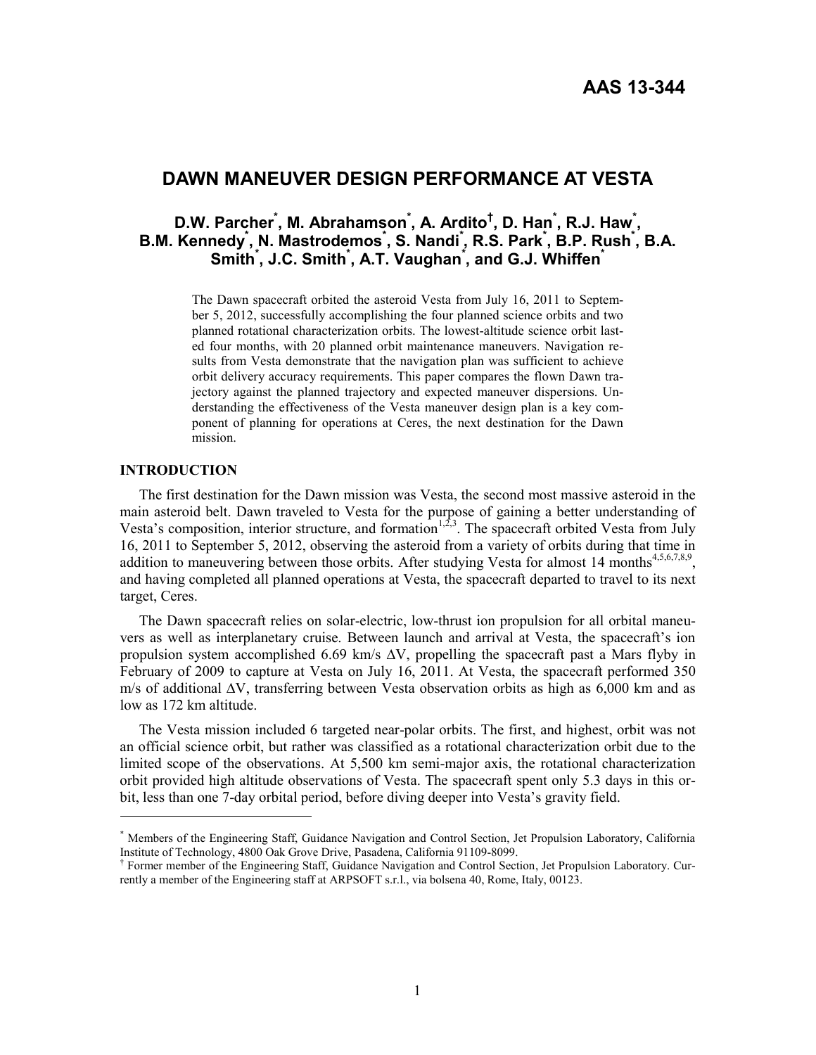AAS 13-344

# DAWN MANEUVER DESIGN PERFORMANCE AT VESTA

**D.W. Parcher[*], M. Abrahamson[*], A. Ardito[†], D. Han[*], R.J. Haw[*], B.M. Kennedy[*], N. Mastrodemos[*], S. Nandi[*], R.S. Park[*], B.P. Rush[*], B.A. Smith[*], J.C. Smith[*], A.T. Vaughan[*], and G.J. Whiffen[*]**

The Dawn spacecraft orbited the asteroid Vesta from July 16, 2011 to September 5, 2012, successfully accomplishing the four planned science orbits and two planned rotational characterization orbits. The lowest-altitude science orbit lasted four months, with 20 planned orbit maintenance maneuvers. Navigation results from Vesta demonstrate that the navigation plan was sufficient to achieve orbit delivery accuracy requirements. This paper compares the flown Dawn trajectory against the planned trajectory and expected maneuver dispersions. Understanding the effectiveness of the Vesta maneuver design plan is a key component of planning for operations at Ceres, the next destination for the Dawn mission.

## INTRODUCTION

The first destination for the Dawn mission was Vesta, the second most massive asteroid in the main asteroid belt. Dawn traveled to Vesta for the purpose of gaining a better understanding of Vesta's composition, interior structure, and formation[1,2,3]. The spacecraft orbited Vesta from July 16, 2011 to September 5, 2012, observing the asteroid from a variety of orbits during that time in addition to maneuvering between those orbits. After studying Vesta for almost 14 months[4,5,6,7,8,9], and having completed all planned operations at Vesta, the spacecraft departed to travel to its next target, Ceres.

The Dawn spacecraft relies on solar-electric, low-thrust ion propulsion for all orbital maneuvers as well as interplanetary cruise. Between launch and arrival at Vesta, the spacecraft's ion propulsion system accomplished 6.69 km/s $\Delta V$, propelling the spacecraft past a Mars flyby in February of 2009 to capture at Vesta on July 16, 2011. At Vesta, the spacecraft performed 350 m/s of additional $\Delta V$, transferring between Vesta observation orbits as high as 6,000 km and as low as 172 km altitude.

The Vesta mission included 6 targeted near-polar orbits. The first, and highest, orbit was not an official science orbit, but rather was classified as a rotational characterization orbit due to the limited scope of the observations. At 5,500 km semi-major axis, the rotational characterization orbit provided high altitude observations of Vesta. The spacecraft spent only 5.3 days in this orbit, less than one 7-day orbital period, before diving deeper into Vesta's gravity field.

---

[*] Members of the Engineering Staff, Guidance Navigation and Control Section, Jet Propulsion Laboratory, California Institute of Technology, 4800 Oak Grove Drive, Pasadena, California 91109-8099.

[†] Former member of the Engineering Staff, Guidance Navigation and Control Section, Jet Propulsion Laboratory. Currently a member of the Engineering staff at ARPSOFT s.r.l., via bolsena 40, Rome, Italy, 00123.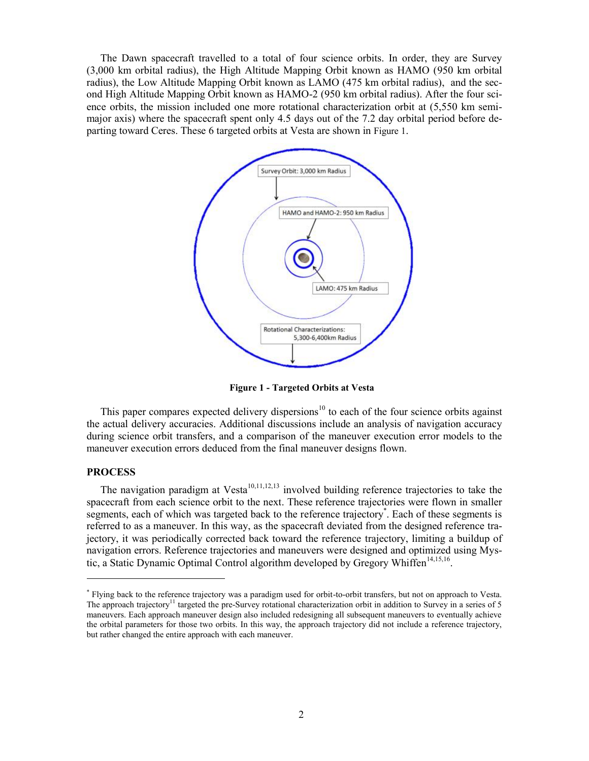The Dawn spacecraft travelled to a total of four science orbits. In order, they are Survey (3,000 km orbital radius), the High Altitude Mapping Orbit known as HAMO (950 km orbital radius), the Low Altitude Mapping Orbit known as LAMO (475 km orbital radius), and the second High Altitude Mapping Orbit known as HAMO-2 (950 km orbital radius). After the four science orbits, the mission included one more rotational characterization orbit at (5,550 km semi-major axis) where the spacecraft spent only 4.5 days out of the 7.2 day orbital period before departing toward Ceres. These 6 targeted orbits at Vesta are shown in Figure 1.

**Figure 1 - Targeted Orbits at Vesta**

This paper compares expected delivery dispersions[10] to each of the four science orbits against the actual delivery accuracies. Additional discussions include an analysis of navigation accuracy during science orbit transfers, and a comparison of the maneuver execution error models to the maneuver execution errors deduced from the final maneuver designs flown.

## PROCESS

The navigation paradigm at Vesta[10,11,12,13] involved building reference trajectories to take the spacecraft from each science orbit to the next. These reference trajectories were flown in smaller segments, each of which was targeted back to the reference trajectory[*]. Each of these segments is referred to as a maneuver. In this way, as the spacecraft deviated from the designed reference trajectory, it was periodically corrected back toward the reference trajectory, limiting a buildup of navigation errors. Reference trajectories and maneuvers were designed and optimized using Mystic, a Static Dynamic Optimal Control algorithm developed by Gregory Whiffen[14,15,16].

---

[*] Flying back to the reference trajectory was a paradigm used for orbit-to-orbit transfers, but not on approach to Vesta. The approach trajectory[11] targeted the pre-Survey rotational characterization orbit in addition to Survey in a series of 5 maneuvers. Each approach maneuver design also included redesigning all subsequent maneuvers to eventually achieve the orbital parameters for those two orbits. In this way, the approach trajectory did not include a reference trajectory, but rather changed the entire approach with each maneuver.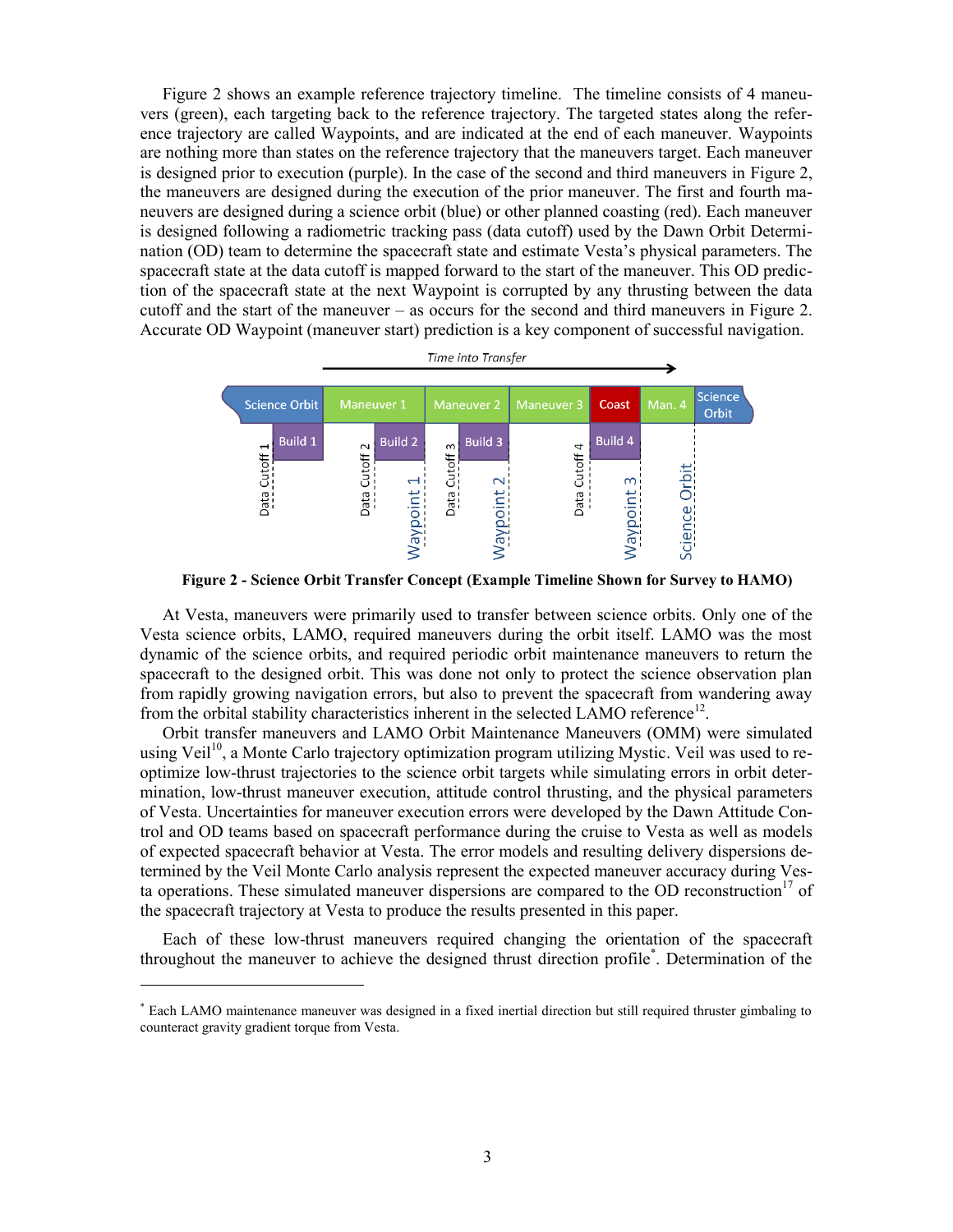Figure 2 shows an example reference trajectory timeline. The timeline consists of 4 maneuvers (green), each targeting back to the reference trajectory. The targeted states along the reference trajectory are called Waypoints, and are indicated at the end of each maneuver. Waypoints are nothing more than states on the reference trajectory that the maneuvers target. Each maneuver is designed prior to execution (purple). In the case of the second and third maneuvers in Figure 2, the maneuvers are designed during the execution of the prior maneuver. The first and fourth maneuvers are designed during a science orbit (blue) or other planned coasting (red). Each maneuver is designed following a radiometric tracking pass (data cutoff) used by the Dawn Orbit Determination (OD) team to determine the spacecraft state and estimate Vesta's physical parameters. The spacecraft state at the data cutoff is mapped forward to the start of the maneuver. This OD prediction of the spacecraft state at the next Waypoint is corrupted by any thrusting between the data cutoff and the start of the maneuver – as occurs for the second and third maneuvers in Figure 2. Accurate OD Waypoint (maneuver start) prediction is a key component of successful navigation.

**Figure 2 - Science Orbit Transfer Concept (Example Timeline Shown for Survey to HAMO)**

At Vesta, maneuvers were primarily used to transfer between science orbits. Only one of the Vesta science orbits, LAMO, required maneuvers during the orbit itself. LAMO was the most dynamic of the science orbits, and required periodic orbit maintenance maneuvers to return the spacecraft to the designed orbit. This was done not only to protect the science observation plan from rapidly growing navigation errors, but also to prevent the spacecraft from wandering away from the orbital stability characteristics inherent in the selected LAMO reference[12].

Orbit transfer maneuvers and LAMO Orbit Maintenance Maneuvers (OMM) were simulated using Veil[10], a Monte Carlo trajectory optimization program utilizing Mystic. Veil was used to re-optimize low-thrust trajectories to the science orbit targets while simulating errors in orbit determination, low-thrust maneuver execution, attitude control thrusting, and the physical parameters of Vesta. Uncertainties for maneuver execution errors were developed by the Dawn Attitude Control and OD teams based on spacecraft performance during the cruise to Vesta as well as models of expected spacecraft behavior at Vesta. The error models and resulting delivery dispersions determined by the Veil Monte Carlo analysis represent the expected maneuver accuracy during Vesta operations. These simulated maneuver dispersions are compared to the OD reconstruction[17] of the spacecraft trajectory at Vesta to produce the results presented in this paper.

Each of these low-thrust maneuvers required changing the orientation of the spacecraft throughout the maneuver to achieve the designed thrust direction profile*. Determination of the

* Each LAMO maintenance maneuver was designed in a fixed inertial direction but still required thruster gimbaling to counteract gravity gradient torque from Vesta.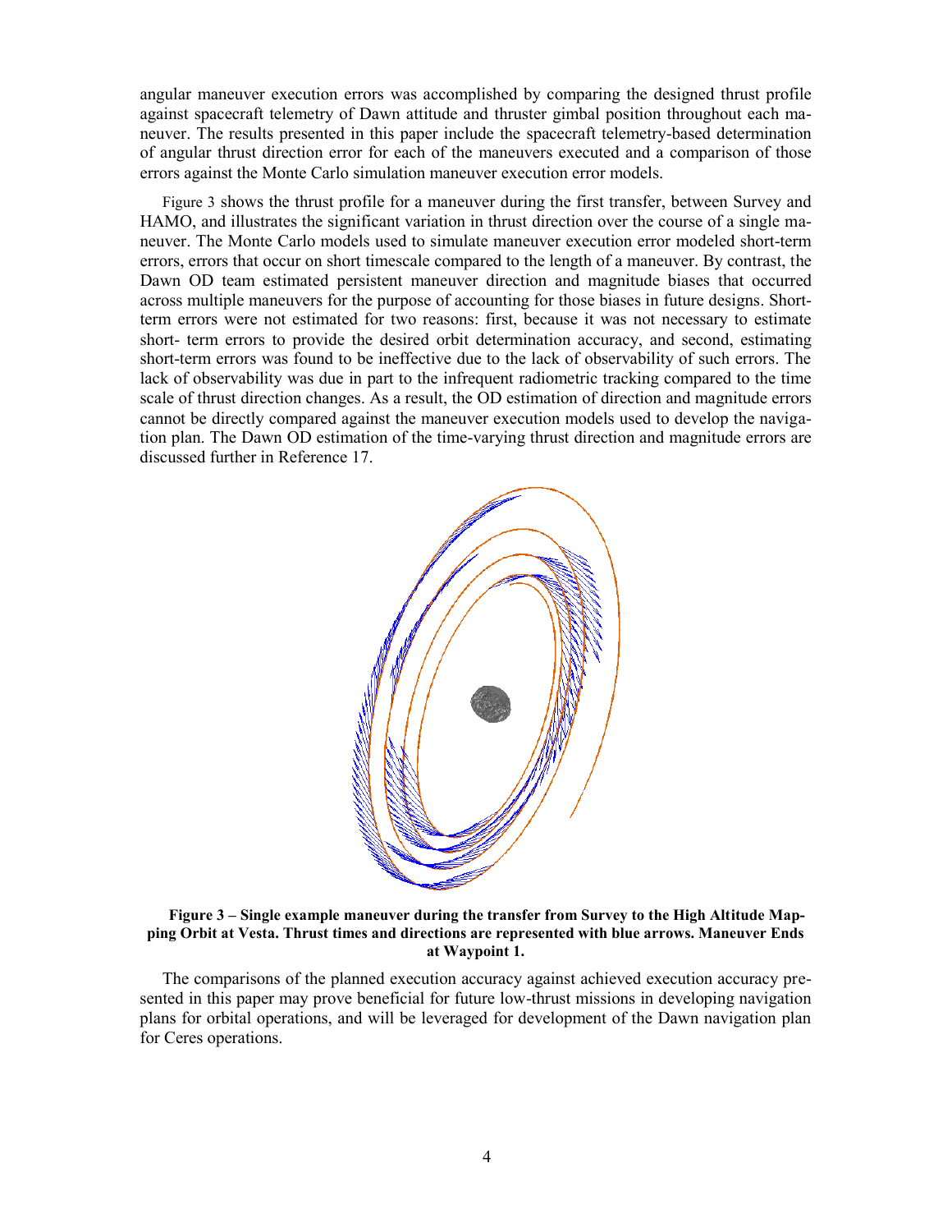angular maneuver execution errors was accomplished by comparing the designed thrust profile against spacecraft telemetry of Dawn attitude and thruster gimbal position throughout each maneuver. The results presented in this paper include the spacecraft telemetry-based determination of angular thrust direction error for each of the maneuvers executed and a comparison of those errors against the Monte Carlo simulation maneuver execution error models.

Figure 3 shows the thrust profile for a maneuver during the first transfer, between Survey and HAMO, and illustrates the significant variation in thrust direction over the course of a single maneuver. The Monte Carlo models used to simulate maneuver execution error modeled short-term errors, errors that occur on short timescale compared to the length of a maneuver. By contrast, the Dawn OD team estimated persistent maneuver direction and magnitude biases that occurred across multiple maneuvers for the purpose of accounting for those biases in future designs. Short-term errors were not estimated for two reasons: first, because it was not necessary to estimate short- term errors to provide the desired orbit determination accuracy, and second, estimating short-term errors was found to be ineffective due to the lack of observability of such errors. The lack of observability was due in part to the infrequent radiometric tracking compared to the time scale of thrust direction changes. As a result, the OD estimation of direction and magnitude errors cannot be directly compared against the maneuver execution models used to develop the navigation plan. The Dawn OD estimation of the time-varying thrust direction and magnitude errors are discussed further in Reference 17.

**Figure 3 – Single example maneuver during the transfer from Survey to the High Altitude Mapping Orbit at Vesta. Thrust times and directions are represented with blue arrows. Maneuver Ends at Waypoint 1.**

The comparisons of the planned execution accuracy against achieved execution accuracy presented in this paper may prove beneficial for future low-thrust missions in developing navigation plans for orbital operations, and will be leveraged for development of the Dawn navigation plan for Ceres operations.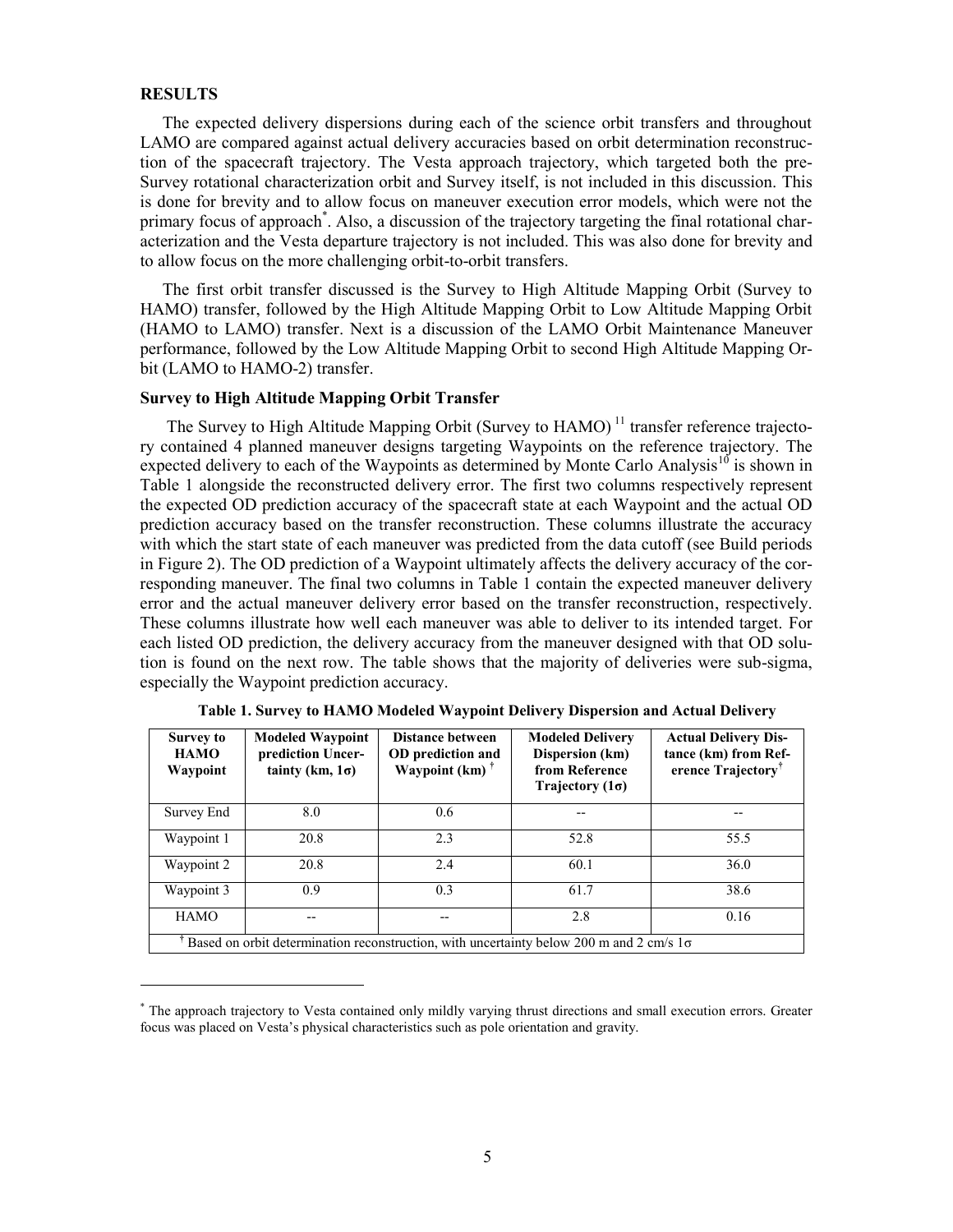**RESULTS**

The expected delivery dispersions during each of the science orbit transfers and throughout LAMO are compared against actual delivery accuracies based on orbit determination reconstruction of the spacecraft trajectory. The Vesta approach trajectory, which targeted both the pre-Survey rotational characterization orbit and Survey itself, is not included in this discussion. This is done for brevity and to allow focus on maneuver execution error models, which were not the primary focus of approach*. Also, a discussion of the trajectory targeting the final rotational characterization and the Vesta departure trajectory is not included. This was also done for brevity and to allow focus on the more challenging orbit-to-orbit transfers.

The first orbit transfer discussed is the Survey to High Altitude Mapping Orbit (Survey to HAMO) transfer, followed by the High Altitude Mapping Orbit to Low Altitude Mapping Orbit (HAMO to LAMO) transfer. Next is a discussion of the LAMO Orbit Maintenance Maneuver performance, followed by the Low Altitude Mapping Orbit to second High Altitude Mapping Orbit (LAMO to HAMO-2) transfer.

**Survey to High Altitude Mapping Orbit Transfer**

The Survey to High Altitude Mapping Orbit (Survey to HAMO) [11] transfer reference trajectory contained 4 planned maneuver designs targeting Waypoints on the reference trajectory. The expected delivery to each of the Waypoints as determined by Monte Carlo Analysis[10] is shown in Table 1 alongside the reconstructed delivery error. The first two columns respectively represent the expected OD prediction accuracy of the spacecraft state at each Waypoint and the actual OD prediction accuracy based on the transfer reconstruction. These columns illustrate the accuracy with which the start state of each maneuver was predicted from the data cutoff (see Build periods in Figure 2). The OD prediction of a Waypoint ultimately affects the delivery accuracy of the corresponding maneuver. The final two columns in Table 1 contain the expected maneuver delivery error and the actual maneuver delivery error based on the transfer reconstruction, respectively. These columns illustrate how well each maneuver was able to deliver to its intended target. For each listed OD prediction, the delivery accuracy from the maneuver designed with that OD solution is found on the next row. The table shows that the majority of deliveries were sub-sigma, especially the Waypoint prediction accuracy.

**Table 1. Survey to HAMO Modeled Waypoint Delivery Dispersion and Actual Delivery**

| Survey to HAMO Waypoint | Modeled Waypoint prediction Uncertainty (km, 1σ) | Distance between OD prediction and Waypoint (km) † | Modeled Delivery Dispersion (km) from Reference Trajectory (1σ) | Actual Delivery Distance (km) from Reference Trajectory† |
|---|---|---|---|---|
| Survey End | 8.0 | 0.6 | -- | -- |
| Waypoint 1 | 20.8 | 2.3 | 52.8 | 55.5 |
| Waypoint 2 | 20.8 | 2.4 | 60.1 | 36.0 |
| Waypoint 3 | 0.9 | 0.3 | 61.7 | 38.6 |
| HAMO | -- | -- | 2.8 | 0.16 |

† Based on orbit determination reconstruction, with uncertainty below 200 m and 2 cm/s 1σ

* The approach trajectory to Vesta contained only mildly varying thrust directions and small execution errors. Greater focus was placed on Vesta's physical characteristics such as pole orientation and gravity.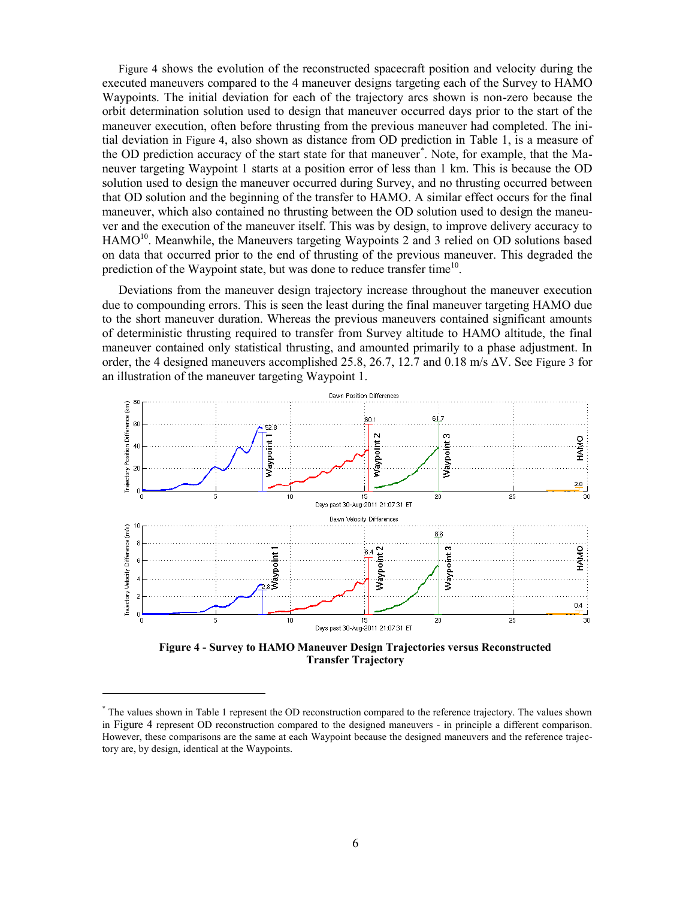Figure 4 shows the evolution of the reconstructed spacecraft position and velocity during the executed maneuvers compared to the 4 maneuver designs targeting each of the Survey to HAMO Waypoints. The initial deviation for each of the trajectory arcs shown is non-zero because the orbit determination solution used to design that maneuver occurred days prior to the start of the maneuver execution, often before thrusting from the previous maneuver had completed. The initial deviation in Figure 4, also shown as distance from OD prediction in Table 1, is a measure of the OD prediction accuracy of the start state for that maneuver*. Note, for example, that the Maneuver targeting Waypoint 1 starts at a position error of less than 1 km. This is because the OD solution used to design the maneuver occurred during Survey, and no thrusting occurred between that OD solution and the beginning of the transfer to HAMO. A similar effect occurs for the final maneuver, which also contained no thrusting between the OD solution used to design the maneuver and the execution of the maneuver itself. This was by design, to improve delivery accuracy to HAMO[10]. Meanwhile, the Maneuvers targeting Waypoints 2 and 3 relied on OD solutions based on data that occurred prior to the end of thrusting of the previous maneuver. This degraded the prediction of the Waypoint state, but was done to reduce transfer time[10].

Deviations from the maneuver design trajectory increase throughout the maneuver execution due to compounding errors. This is seen the least during the final maneuver targeting HAMO due to the short maneuver duration. Whereas the previous maneuvers contained significant amounts of deterministic thrusting required to transfer from Survey altitude to HAMO altitude, the final maneuver contained only statistical thrusting, and amounted primarily to a phase adjustment. In order, the 4 designed maneuvers accomplished 25.8, 26.7, 12.7 and 0.18 m/s ΔV. See Figure 3 for an illustration of the maneuver targeting Waypoint 1.

**Figure 4 - Survey to HAMO Maneuver Design Trajectories versus Reconstructed Transfer Trajectory**

* The values shown in Table 1 represent the OD reconstruction compared to the reference trajectory. The values shown in Figure 4 represent OD reconstruction compared to the designed maneuvers - in principle a different comparison. However, these comparisons are the same at each Waypoint because the designed maneuvers and the reference trajectory are, by design, identical at the Waypoints.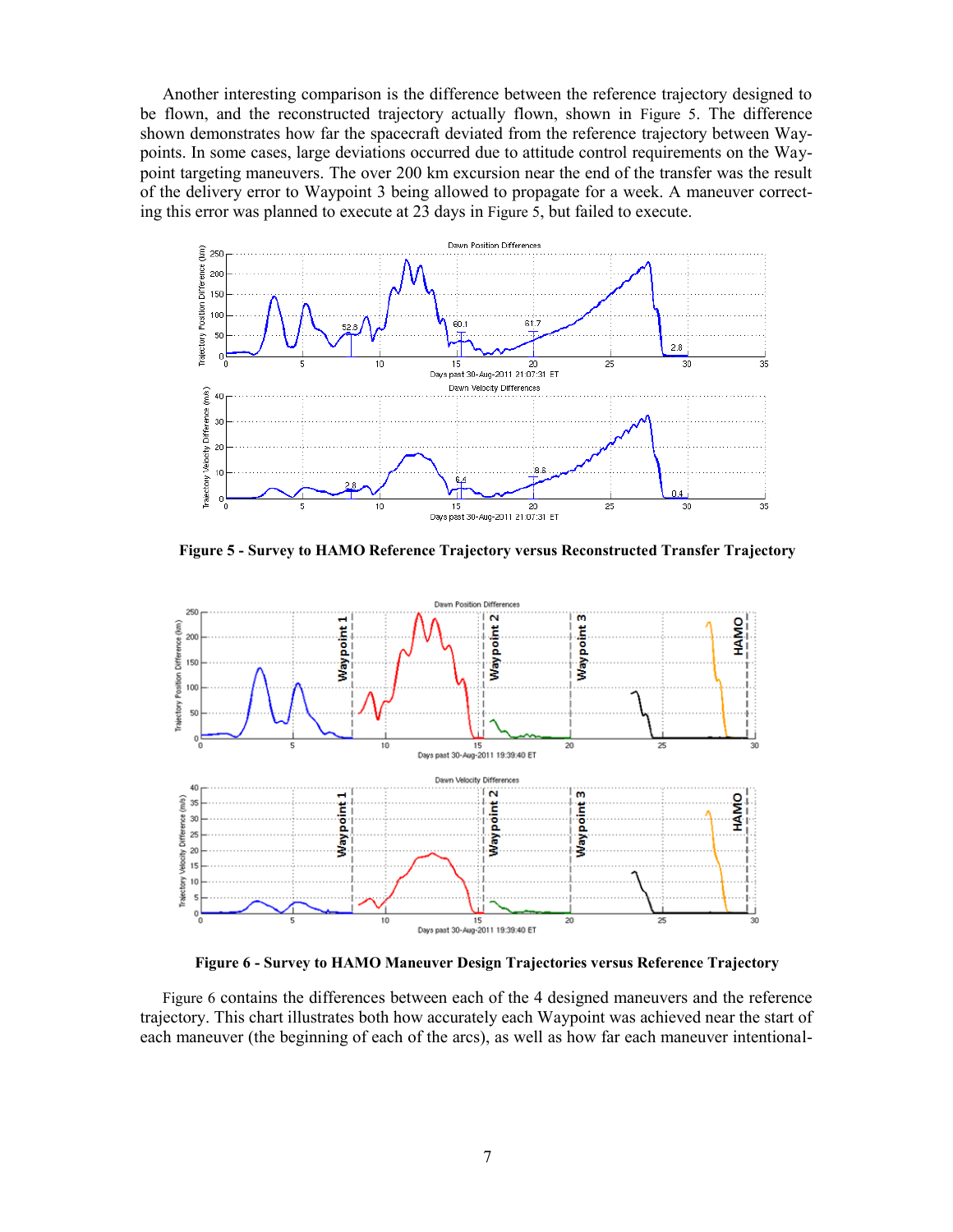Another interesting comparison is the difference between the reference trajectory designed to be flown, and the reconstructed trajectory actually flown, shown in Figure 5. The difference shown demonstrates how far the spacecraft deviated from the reference trajectory between Waypoints. In some cases, large deviations occurred due to attitude control requirements on the Waypoint targeting maneuvers. The over 200 km excursion near the end of the transfer was the result of the delivery error to Waypoint 3 being allowed to propagate for a week. A maneuver correcting this error was planned to execute at 23 days in Figure 5, but failed to execute.

**Figure 5 - Survey to HAMO Reference Trajectory versus Reconstructed Transfer Trajectory**

**Figure 6 - Survey to HAMO Maneuver Design Trajectories versus Reference Trajectory**

Figure 6 contains the differences between each of the 4 designed maneuvers and the reference trajectory. This chart illustrates both how accurately each Waypoint was achieved near the start of each maneuver (the beginning of each of the arcs), as well as how far each maneuver intentional-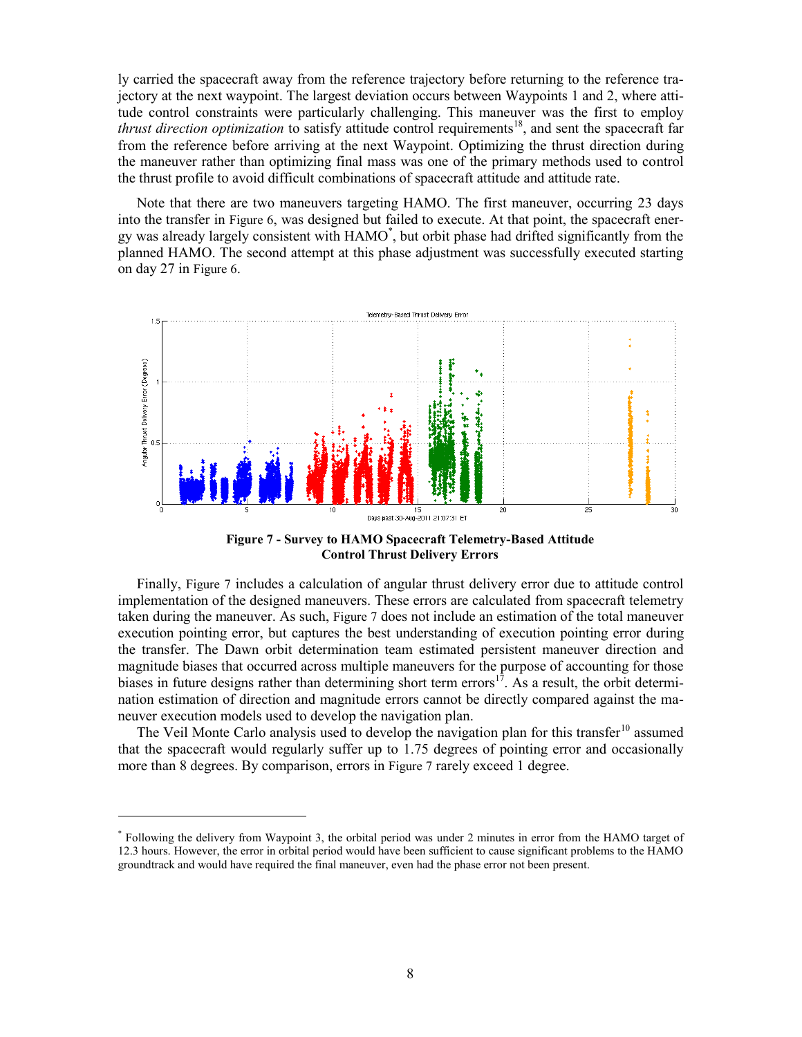ly carried the spacecraft away from the reference trajectory before returning to the reference trajectory at the next waypoint. The largest deviation occurs between Waypoints 1 and 2, where attitude control constraints were particularly challenging. This maneuver was the first to employ *thrust direction optimization* to satisfy attitude control requirements[18], and sent the spacecraft far from the reference before arriving at the next Waypoint. Optimizing the thrust direction during the maneuver rather than optimizing final mass was one of the primary methods used to control the thrust profile to avoid difficult combinations of spacecraft attitude and attitude rate.

Note that there are two maneuvers targeting HAMO. The first maneuver, occurring 23 days into the transfer in Figure 6, was designed but failed to execute. At that point, the spacecraft energy was already largely consistent with HAMO*, but orbit phase had drifted significantly from the planned HAMO. The second attempt at this phase adjustment was successfully executed starting on day 27 in Figure 6.

**Figure 7 - Survey to HAMO Spacecraft Telemetry-Based Attitude Control Thrust Delivery Errors**

Finally, Figure 7 includes a calculation of angular thrust delivery error due to attitude control implementation of the designed maneuvers. These errors are calculated from spacecraft telemetry taken during the maneuver. As such, Figure 7 does not include an estimation of the total maneuver execution pointing error, but captures the best understanding of execution pointing error during the transfer. The Dawn orbit determination team estimated persistent maneuver direction and magnitude biases that occurred across multiple maneuvers for the purpose of accounting for those biases in future designs rather than determining short term errors[17]. As a result, the orbit determination estimation of direction and magnitude errors cannot be directly compared against the maneuver execution models used to develop the navigation plan.

The Veil Monte Carlo analysis used to develop the navigation plan for this transfer[10] assumed that the spacecraft would regularly suffer up to 1.75 degrees of pointing error and occasionally more than 8 degrees. By comparison, errors in Figure 7 rarely exceed 1 degree.

---

* Following the delivery from Waypoint 3, the orbital period was under 2 minutes in error from the HAMO target of 12.3 hours. However, the error in orbital period would have been sufficient to cause significant problems to the HAMO groundtrack and would have required the final maneuver, even had the phase error not been present.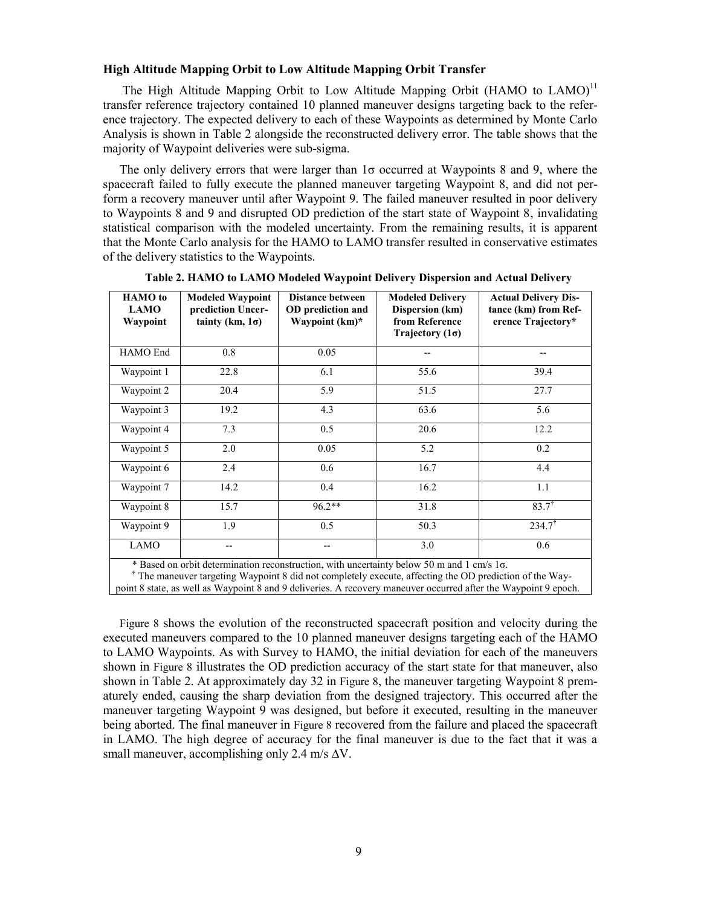### High Altitude Mapping Orbit to Low Altitude Mapping Orbit Transfer

The High Altitude Mapping Orbit to Low Altitude Mapping Orbit (HAMO to LAMO)[11] transfer reference trajectory contained 10 planned maneuver designs targeting back to the reference trajectory. The expected delivery to each of these Waypoints as determined by Monte Carlo Analysis is shown in Table 2 alongside the reconstructed delivery error. The table shows that the majority of Waypoint deliveries were sub-sigma.

The only delivery errors that were larger than 1σ occurred at Waypoints 8 and 9, where the spacecraft failed to fully execute the planned maneuver targeting Waypoint 8, and did not perform a recovery maneuver until after Waypoint 9. The failed maneuver resulted in poor delivery to Waypoints 8 and 9 and disrupted OD prediction of the start state of Waypoint 8, invalidating statistical comparison with the modeled uncertainty. From the remaining results, it is apparent that the Monte Carlo analysis for the HAMO to LAMO transfer resulted in conservative estimates of the delivery statistics to the Waypoints.

**Table 2. HAMO to LAMO Modeled Waypoint Delivery Dispersion and Actual Delivery**

| HAMO to LAMO Waypoint | Modeled Waypoint prediction Uncertainty (km, 1σ) | Distance between OD prediction and Waypoint (km)* | Modeled Delivery Dispersion (km) from Reference Trajectory (1σ) | Actual Delivery Distance (km) from Reference Trajectory* |
|---|---|---|---|---|
| HAMO End | 0.8 | 0.05 | -- | -- |
| Waypoint 1 | 22.8 | 6.1 | 55.6 | 39.4 |
| Waypoint 2 | 20.4 | 5.9 | 51.5 | 27.7 |
| Waypoint 3 | 19.2 | 4.3 | 63.6 | 5.6 |
| Waypoint 4 | 7.3 | 0.5 | 20.6 | 12.2 |
| Waypoint 5 | 2.0 | 0.05 | 5.2 | 0.2 |
| Waypoint 6 | 2.4 | 0.6 | 16.7 | 4.4 |
| Waypoint 7 | 14.2 | 0.4 | 16.2 | 1.1 |
| Waypoint 8 | 15.7 | 96.2** | 31.8 | 83.7[†] |
| Waypoint 9 | 1.9 | 0.5 | 50.3 | 234.7[†] |
| LAMO | -- | -- | 3.0 | 0.6 |

\* Based on orbit determination reconstruction, with uncertainty below 50 m and 1 cm/s 1σ.

[†] The maneuver targeting Waypoint 8 did not completely execute, affecting the OD prediction of the Waypoint 8 state, as well as Waypoint 8 and 9 deliveries. A recovery maneuver occurred after the Waypoint 9 epoch.

Figure 8 shows the evolution of the reconstructed spacecraft position and velocity during the executed maneuvers compared to the 10 planned maneuver designs targeting each of the HAMO to LAMO Waypoints. As with Survey to HAMO, the initial deviation for each of the maneuvers shown in Figure 8 illustrates the OD prediction accuracy of the start state for that maneuver, also shown in Table 2. At approximately day 32 in Figure 8, the maneuver targeting Waypoint 8 prematurely ended, causing the sharp deviation from the designed trajectory. This occurred after the maneuver targeting Waypoint 9 was designed, but before it executed, resulting in the maneuver being aborted. The final maneuver in Figure 8 recovered from the failure and placed the spacecraft in LAMO. The high degree of accuracy for the final maneuver is due to the fact that it was a small maneuver, accomplishing only 2.4 m/s $\Delta V$.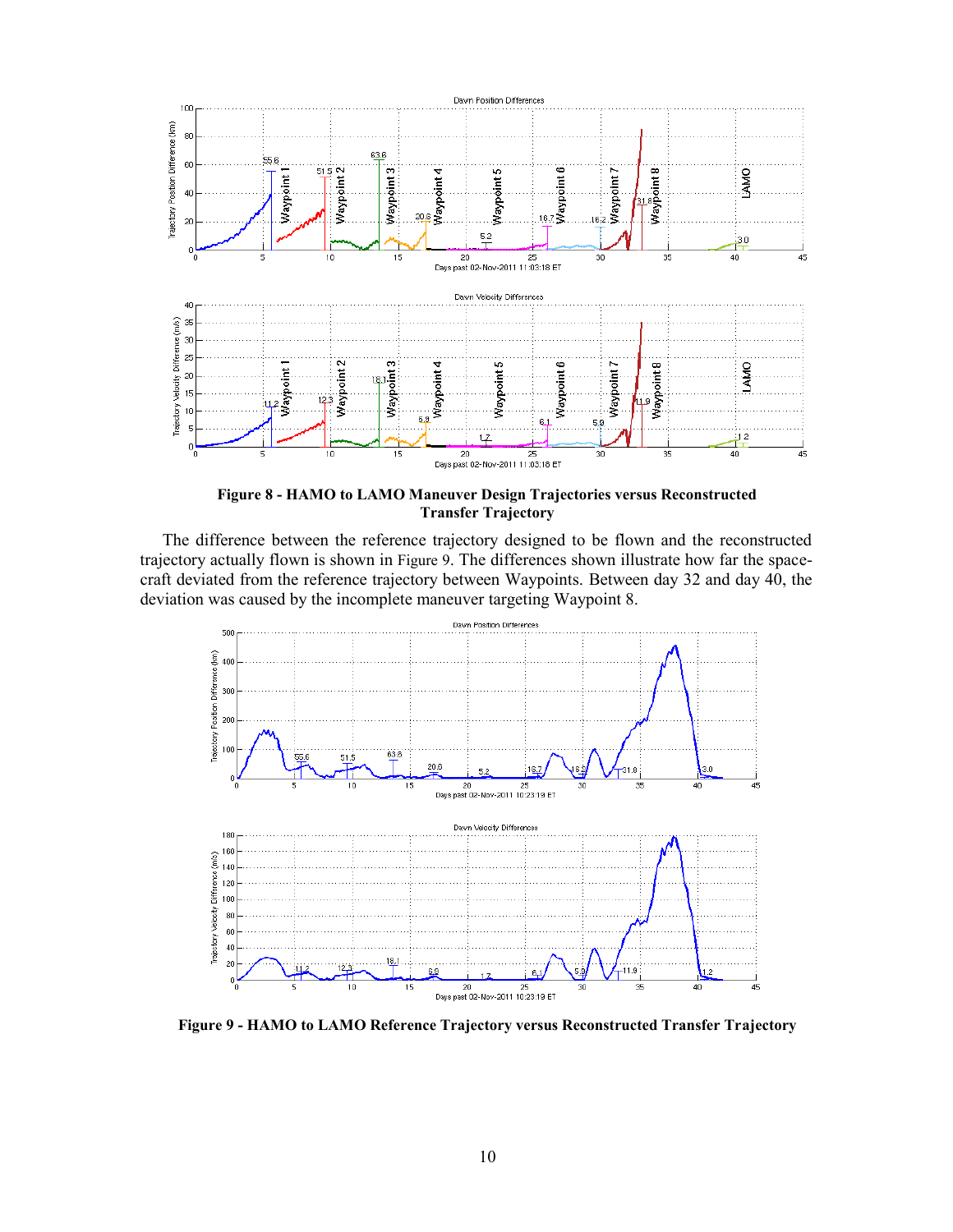**Figure 8 - HAMO to LAMO Maneuver Design Trajectories versus Reconstructed Transfer Trajectory**

The difference between the reference trajectory designed to be flown and the reconstructed trajectory actually flown is shown in Figure 9. The differences shown illustrate how far the spacecraft deviated from the reference trajectory between Waypoints. Between day 32 and day 40, the deviation was caused by the incomplete maneuver targeting Waypoint 8.

**Figure 9 - HAMO to LAMO Reference Trajectory versus Reconstructed Transfer Trajectory**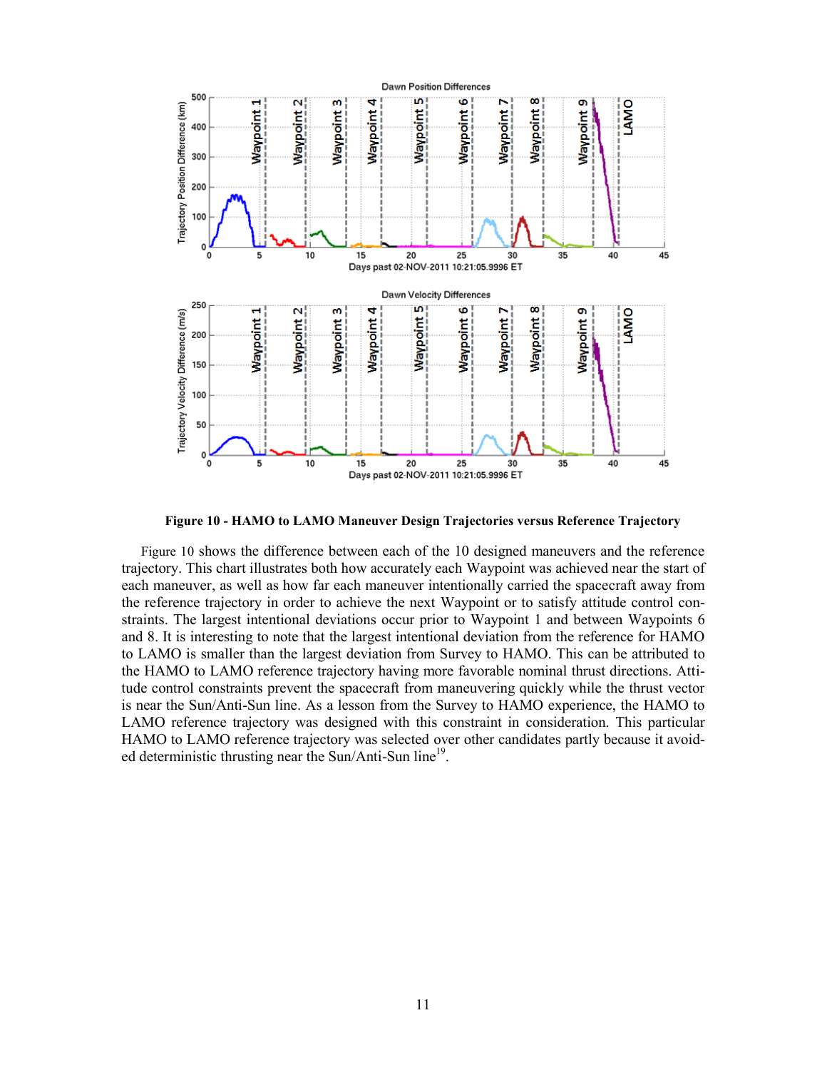**Figure 10 - HAMO to LAMO Maneuver Design Trajectories versus Reference Trajectory**

Figure 10 shows the difference between each of the 10 designed maneuvers and the reference trajectory. This chart illustrates both how accurately each Waypoint was achieved near the start of each maneuver, as well as how far each maneuver intentionally carried the spacecraft away from the reference trajectory in order to achieve the next Waypoint or to satisfy attitude control constraints. The largest intentional deviations occur prior to Waypoint 1 and between Waypoints 6 and 8. It is interesting to note that the largest intentional deviation from the reference for HAMO to LAMO is smaller than the largest deviation from Survey to HAMO. This can be attributed to the HAMO to LAMO reference trajectory having more favorable nominal thrust directions. Attitude control constraints prevent the spacecraft from maneuvering quickly while the thrust vector is near the Sun/Anti-Sun line. As a lesson from the Survey to HAMO experience, the HAMO to LAMO reference trajectory was designed with this constraint in consideration. This particular HAMO to LAMO reference trajectory was selected over other candidates partly because it avoided deterministic thrusting near the Sun/Anti-Sun line[19].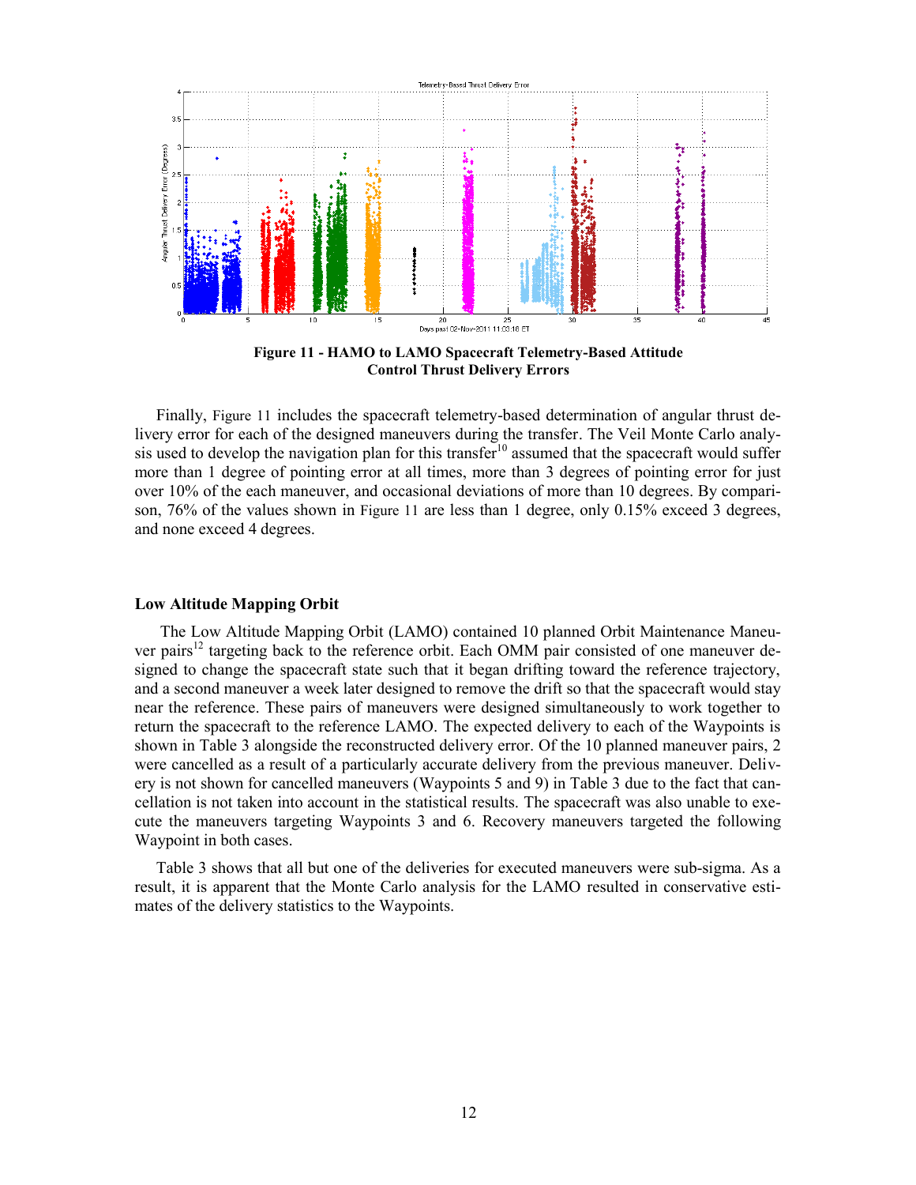**Figure 11 - HAMO to LAMO Spacecraft Telemetry-Based Attitude Control Thrust Delivery Errors**

Finally, Figure 11 includes the spacecraft telemetry-based determination of angular thrust delivery error for each of the designed maneuvers during the transfer. The Veil Monte Carlo analysis used to develop the navigation plan for this transfer[10] assumed that the spacecraft would suffer more than 1 degree of pointing error at all times, more than 3 degrees of pointing error for just over 10% of the each maneuver, and occasional deviations of more than 10 degrees. By comparison, 76% of the values shown in Figure 11 are less than 1 degree, only 0.15% exceed 3 degrees, and none exceed 4 degrees.

### Low Altitude Mapping Orbit

The Low Altitude Mapping Orbit (LAMO) contained 10 planned Orbit Maintenance Maneuver pairs[12] targeting back to the reference orbit. Each OMM pair consisted of one maneuver designed to change the spacecraft state such that it began drifting toward the reference trajectory, and a second maneuver a week later designed to remove the drift so that the spacecraft would stay near the reference. These pairs of maneuvers were designed simultaneously to work together to return the spacecraft to the reference LAMO. The expected delivery to each of the Waypoints is shown in Table 3 alongside the reconstructed delivery error. Of the 10 planned maneuver pairs, 2 were cancelled as a result of a particularly accurate delivery from the previous maneuver. Delivery is not shown for cancelled maneuvers (Waypoints 5 and 9) in Table 3 due to the fact that cancellation is not taken into account in the statistical results. The spacecraft was also unable to execute the maneuvers targeting Waypoints 3 and 6. Recovery maneuvers targeted the following Waypoint in both cases.

Table 3 shows that all but one of the deliveries for executed maneuvers were sub-sigma. As a result, it is apparent that the Monte Carlo analysis for the LAMO resulted in conservative estimates of the delivery statistics to the Waypoints.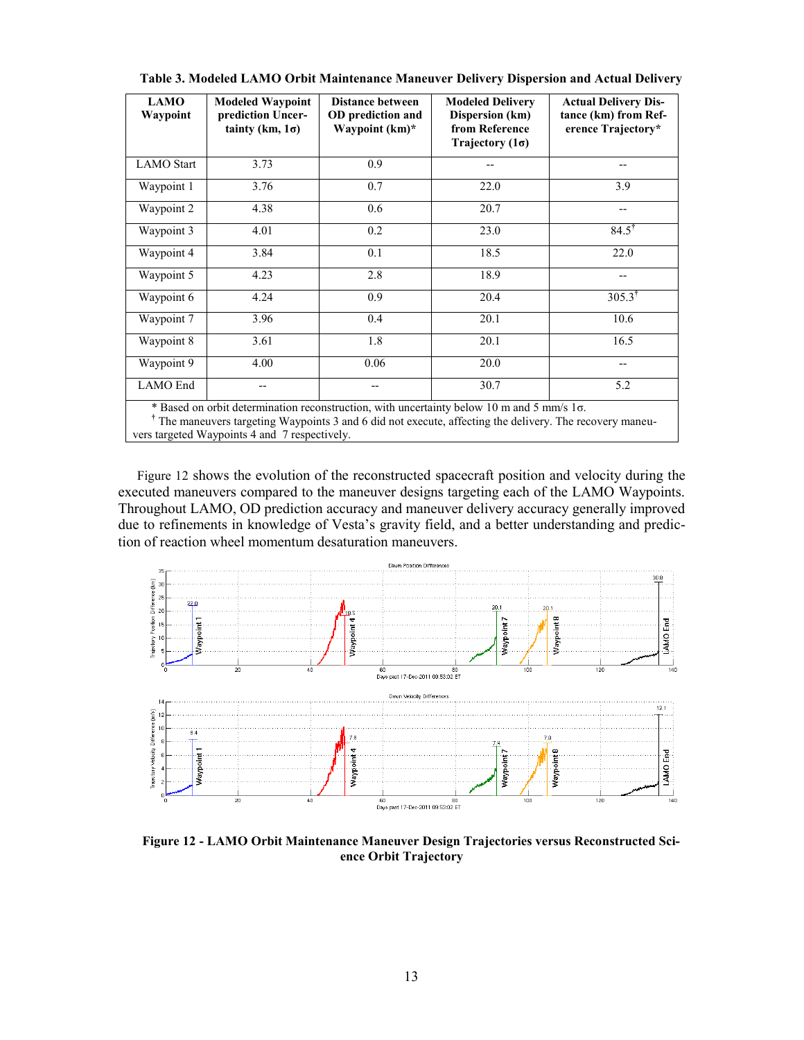**Table 3. Modeled LAMO Orbit Maintenance Maneuver Delivery Dispersion and Actual Delivery**

| LAMO Waypoint | Modeled Waypoint prediction Uncertainty (km, 1σ) | Distance between OD prediction and Waypoint (km)* | Modeled Delivery Dispersion (km) from Reference Trajectory (1σ) | Actual Delivery Distance (km) from Reference Trajectory* |
|---|---|---|---|---|
| LAMO Start | 3.73 | 0.9 | -- | -- |
| Waypoint 1 | 3.76 | 0.7 | 22.0 | 3.9 |
| Waypoint 2 | 4.38 | 0.6 | 20.7 | -- |
| Waypoint 3 | 4.01 | 0.2 | 23.0 | 84.5† |
| Waypoint 4 | 3.84 | 0.1 | 18.5 | 22.0 |
| Waypoint 5 | 4.23 | 2.8 | 18.9 | -- |
| Waypoint 6 | 4.24 | 0.9 | 20.4 | 305.3† |
| Waypoint 7 | 3.96 | 0.4 | 20.1 | 10.6 |
| Waypoint 8 | 3.61 | 1.8 | 20.1 | 16.5 |
| Waypoint 9 | 4.00 | 0.06 | 20.0 | -- |
| LAMO End | -- | -- | 30.7 | 5.2 |

\* Based on orbit determination reconstruction, with uncertainty below 10 m and 5 mm/s 1σ.
† The maneuvers targeting Waypoints 3 and 6 did not execute, affecting the delivery. The recovery maneuvers targeted Waypoints 4 and 7 respectively.

Figure 12 shows the evolution of the reconstructed spacecraft position and velocity during the executed maneuvers compared to the maneuver designs targeting each of the LAMO Waypoints. Throughout LAMO, OD prediction accuracy and maneuver delivery accuracy generally improved due to refinements in knowledge of Vesta's gravity field, and a better understanding and prediction of reaction wheel momentum desaturation maneuvers.

**Figure 12 - LAMO Orbit Maintenance Maneuver Design Trajectories versus Reconstructed Science Orbit Trajectory**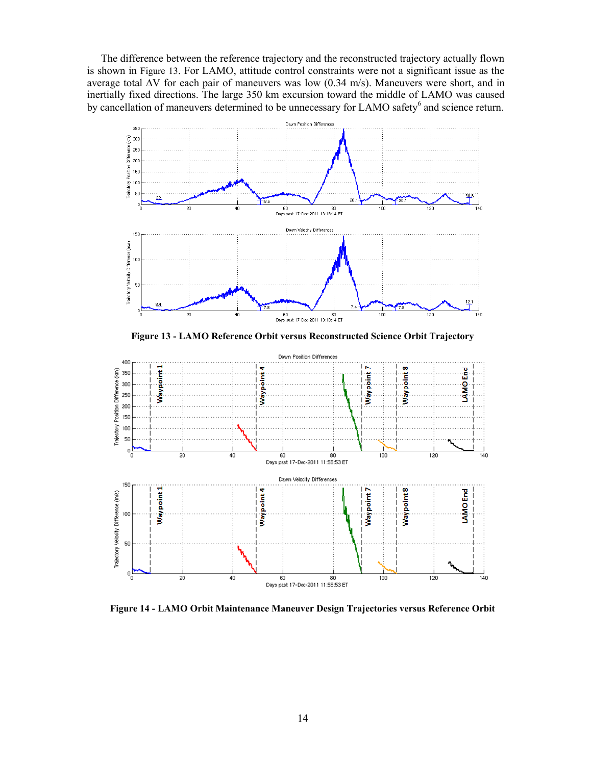The difference between the reference trajectory and the reconstructed trajectory actually flown is shown in Figure 13. For LAMO, attitude control constraints were not a significant issue as the average total ΔV for each pair of maneuvers was low (0.34 m/s). Maneuvers were short, and in inertially fixed directions. The large 350 km excursion toward the middle of LAMO was caused by cancellation of maneuvers determined to be unnecessary for LAMO safety[6] and science return.

**Figure 13 - LAMO Reference Orbit versus Reconstructed Science Orbit Trajectory**

**Figure 14 - LAMO Orbit Maintenance Maneuver Design Trajectories versus Reference Orbit**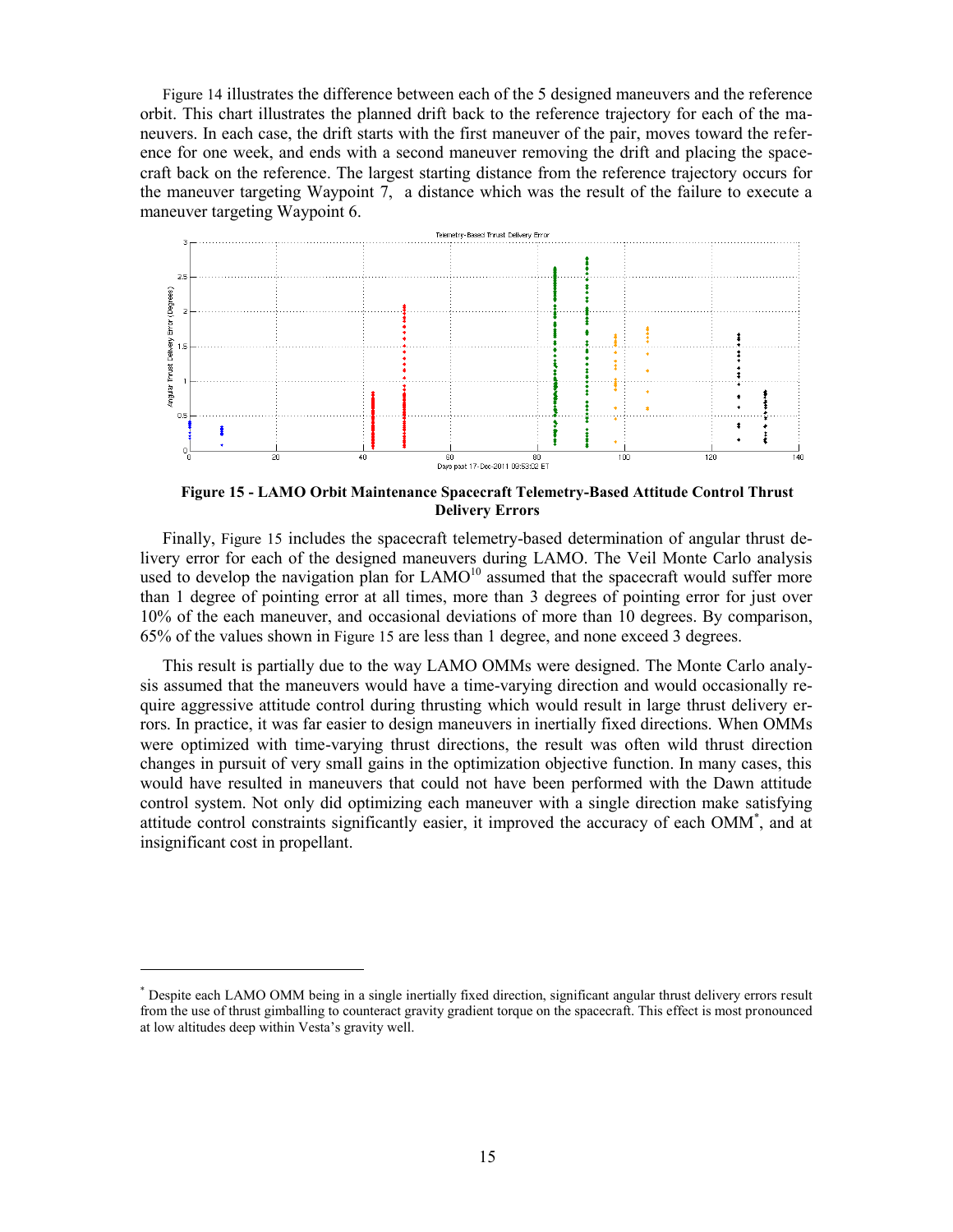Figure 14 illustrates the difference between each of the 5 designed maneuvers and the reference orbit. This chart illustrates the planned drift back to the reference trajectory for each of the maneuvers. In each case, the drift starts with the first maneuver of the pair, moves toward the reference for one week, and ends with a second maneuver removing the drift and placing the spacecraft back on the reference. The largest starting distance from the reference trajectory occurs for the maneuver targeting Waypoint 7, a distance which was the result of the failure to execute a maneuver targeting Waypoint 6.

**Figure 15 - LAMO Orbit Maintenance Spacecraft Telemetry-Based Attitude Control Thrust Delivery Errors**

Finally, Figure 15 includes the spacecraft telemetry-based determination of angular thrust delivery error for each of the designed maneuvers during LAMO. The Veil Monte Carlo analysis used to develop the navigation plan for LAMO[10] assumed that the spacecraft would suffer more than 1 degree of pointing error at all times, more than 3 degrees of pointing error for just over 10% of the each maneuver, and occasional deviations of more than 10 degrees. By comparison, 65% of the values shown in Figure 15 are less than 1 degree, and none exceed 3 degrees.

This result is partially due to the way LAMO OMMs were designed. The Monte Carlo analysis assumed that the maneuvers would have a time-varying direction and would occasionally require aggressive attitude control during thrusting which would result in large thrust delivery errors. In practice, it was far easier to design maneuvers in inertially fixed directions. When OMMs were optimized with time-varying thrust directions, the result was often wild thrust direction changes in pursuit of very small gains in the optimization objective function. In many cases, this would have resulted in maneuvers that could not have been performed with the Dawn attitude control system. Not only did optimizing each maneuver with a single direction make satisfying attitude control constraints significantly easier, it improved the accuracy of each OMM*, and at insignificant cost in propellant.

---

* Despite each LAMO OMM being in a single inertially fixed direction, significant angular thrust delivery errors result from the use of thrust gimballing to counteract gravity gradient torque on the spacecraft. This effect is most pronounced at low altitudes deep within Vesta's gravity well.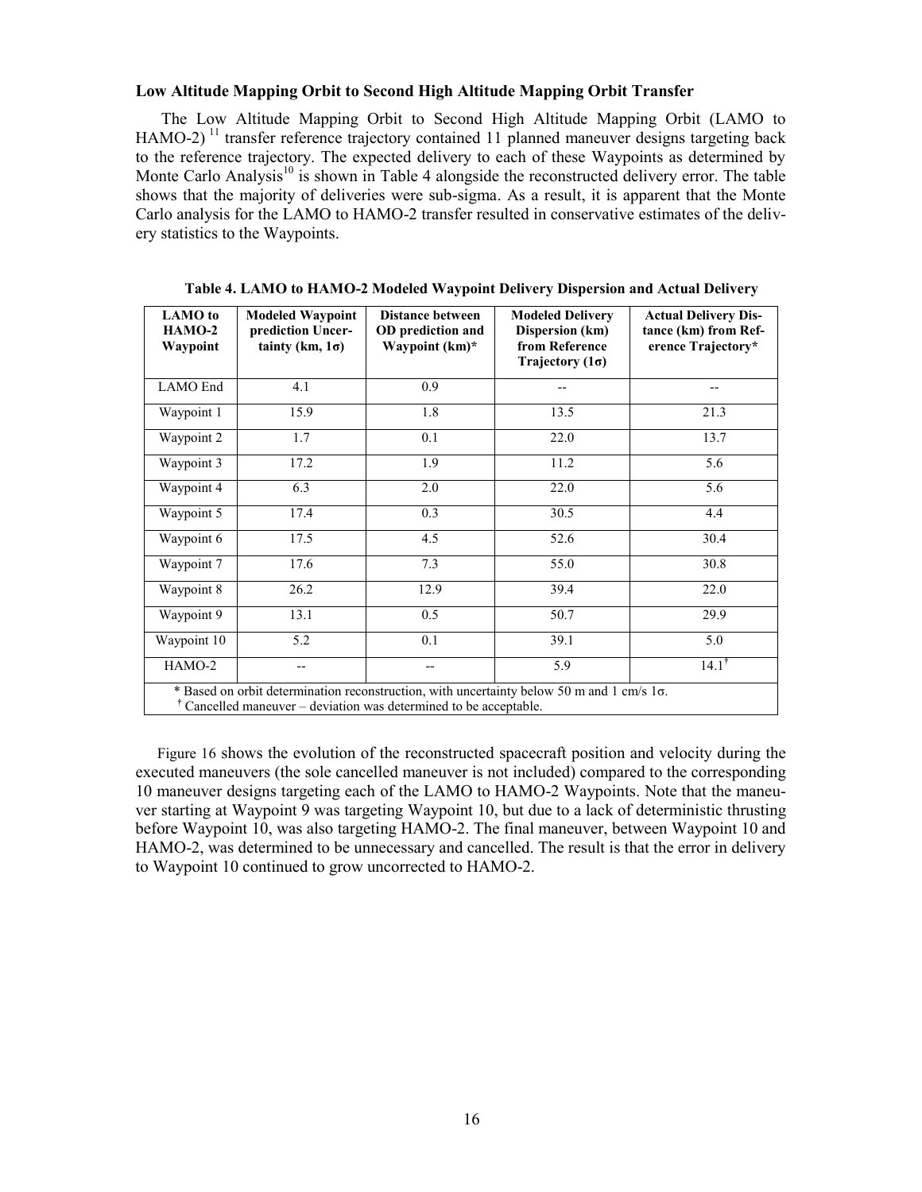### Low Altitude Mapping Orbit to Second High Altitude Mapping Orbit Transfer

The Low Altitude Mapping Orbit to Second High Altitude Mapping Orbit (LAMO to HAMO-2)[11] transfer reference trajectory contained 11 planned maneuver designs targeting back to the reference trajectory. The expected delivery to each of these Waypoints as determined by Monte Carlo Analysis[10] is shown in Table 4 alongside the reconstructed delivery error. The table shows that the majority of deliveries were sub-sigma. As a result, it is apparent that the Monte Carlo analysis for the LAMO to HAMO-2 transfer resulted in conservative estimates of the delivery statistics to the Waypoints.

**Table 4. LAMO to HAMO-2 Modeled Waypoint Delivery Dispersion and Actual Delivery**

| LAMO to HAMO-2 Waypoint | Modeled Waypoint prediction Uncertainty (km, 1σ) | Distance between OD prediction and Waypoint (km)* | Modeled Delivery Dispersion (km) from Reference Trajectory (1σ) | Actual Delivery Distance (km) from Reference Trajectory* |
|---|---|---|---|---|
| LAMO End | 4.1 | 0.9 | -- | -- |
| Waypoint 1 | 15.9 | 1.8 | 13.5 | 21.3 |
| Waypoint 2 | 1.7 | 0.1 | 22.0 | 13.7 |
| Waypoint 3 | 17.2 | 1.9 | 11.2 | 5.6 |
| Waypoint 4 | 6.3 | 2.0 | 22.0 | 5.6 |
| Waypoint 5 | 17.4 | 0.3 | 30.5 | 4.4 |
| Waypoint 6 | 17.5 | 4.5 | 52.6 | 30.4 |
| Waypoint 7 | 17.6 | 7.3 | 55.0 | 30.8 |
| Waypoint 8 | 26.2 | 12.9 | 39.4 | 22.0 |
| Waypoint 9 | 13.1 | 0.5 | 50.7 | 29.9 |
| Waypoint 10 | 5.2 | 0.1 | 39.1 | 5.0 |
| HAMO-2 | -- | -- | 5.9 | 14.1† |

\* Based on orbit determination reconstruction, with uncertainty below 50 m and 1 cm/s 1σ.
† Cancelled maneuver – deviation was determined to be acceptable.

Figure 16 shows the evolution of the reconstructed spacecraft position and velocity during the executed maneuvers (the sole cancelled maneuver is not included) compared to the corresponding 10 maneuver designs targeting each of the LAMO to HAMO-2 Waypoints. Note that the maneuver starting at Waypoint 9 was targeting Waypoint 10, but due to a lack of deterministic thrusting before Waypoint 10, was also targeting HAMO-2. The final maneuver, between Waypoint 10 and HAMO-2, was determined to be unnecessary and cancelled. The result is that the error in delivery to Waypoint 10 continued to grow uncorrected to HAMO-2.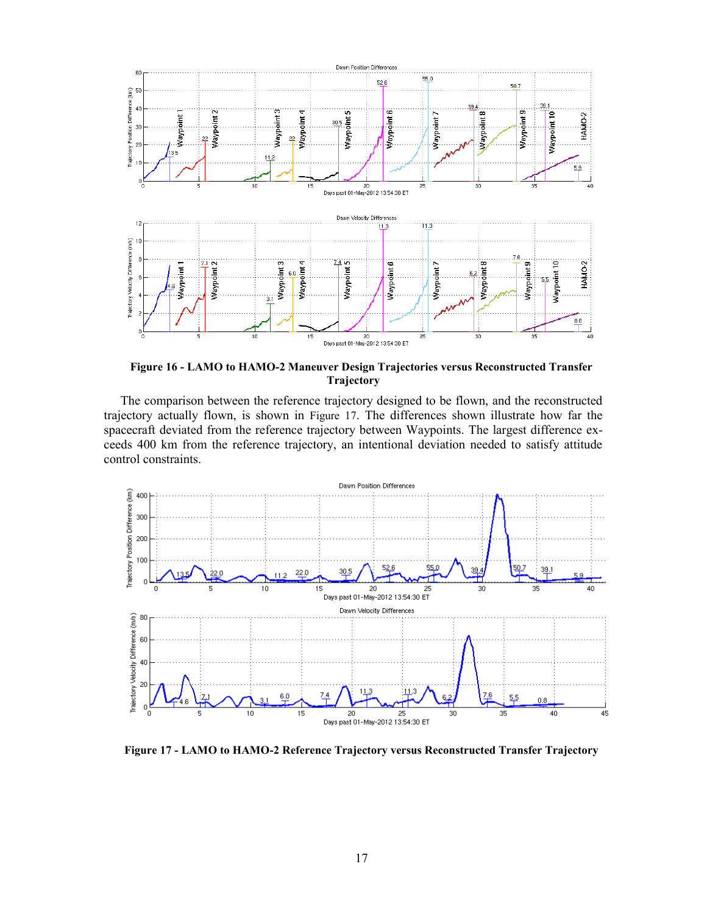**Figure 16 - LAMO to HAMO-2 Maneuver Design Trajectories versus Reconstructed Transfer Trajectory**

The comparison between the reference trajectory designed to be flown, and the reconstructed trajectory actually flown, is shown in Figure 17. The differences shown illustrate how far the spacecraft deviated from the reference trajectory between Waypoints. The largest difference exceeds 400 km from the reference trajectory, an intentional deviation needed to satisfy attitude control constraints.

**Figure 17 - LAMO to HAMO-2 Reference Trajectory versus Reconstructed Transfer Trajectory**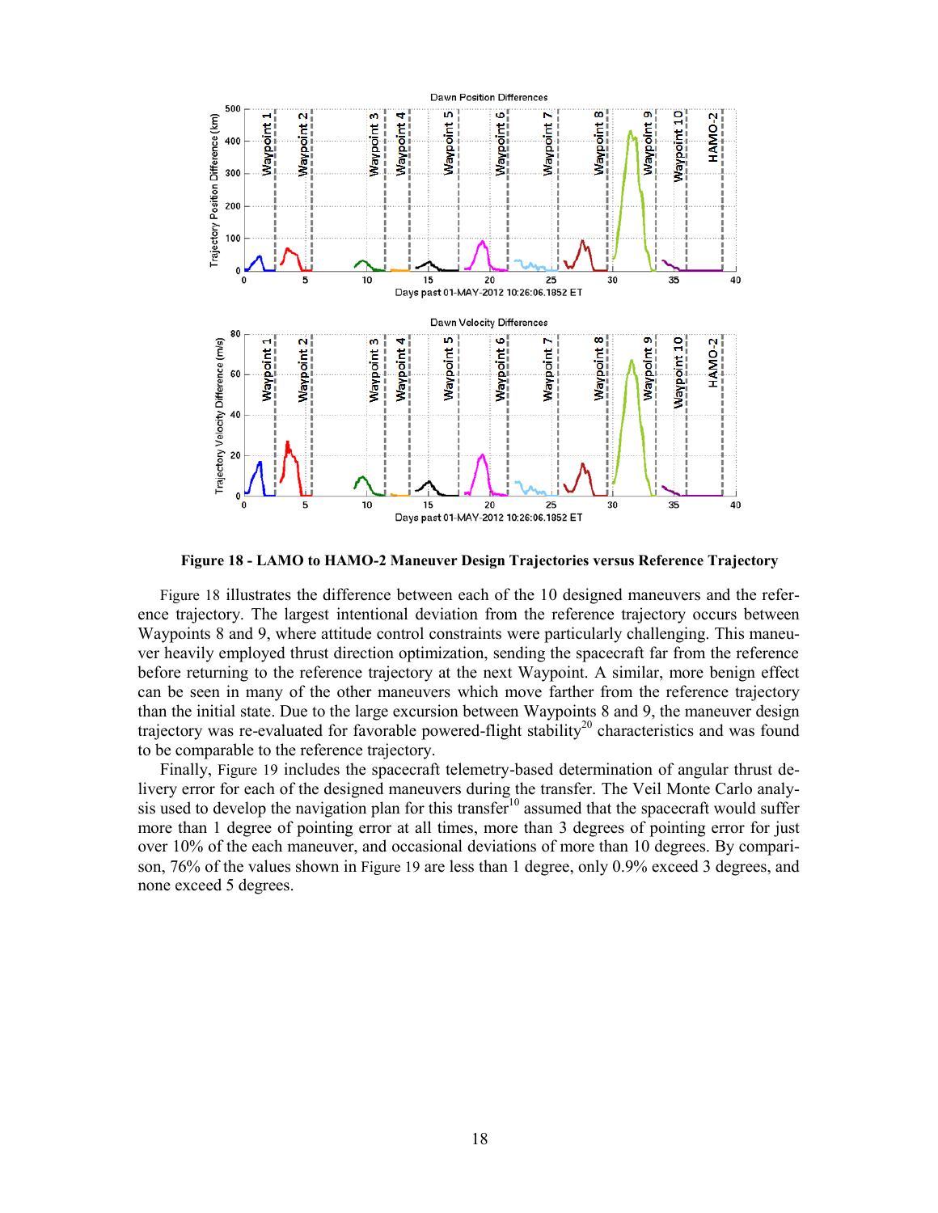**Figure 18 - LAMO to HAMO-2 Maneuver Design Trajectories versus Reference Trajectory**

Figure 18 illustrates the difference between each of the 10 designed maneuvers and the reference trajectory. The largest intentional deviation from the reference trajectory occurs between Waypoints 8 and 9, where attitude control constraints were particularly challenging. This maneuver heavily employed thrust direction optimization, sending the spacecraft far from the reference before returning to the reference trajectory at the next Waypoint. A similar, more benign effect can be seen in many of the other maneuvers which move farther from the reference trajectory than the initial state. Due to the large excursion between Waypoints 8 and 9, the maneuver design trajectory was re-evaluated for favorable powered-flight stability[20] characteristics and was found to be comparable to the reference trajectory.

Finally, Figure 19 includes the spacecraft telemetry-based determination of angular thrust delivery error for each of the designed maneuvers during the transfer. The Veil Monte Carlo analysis used to develop the navigation plan for this transfer[10] assumed that the spacecraft would suffer more than 1 degree of pointing error at all times, more than 3 degrees of pointing error for just over 10% of the each maneuver, and occasional deviations of more than 10 degrees. By comparison, 76% of the values shown in Figure 19 are less than 1 degree, only 0.9% exceed 3 degrees, and none exceed 5 degrees.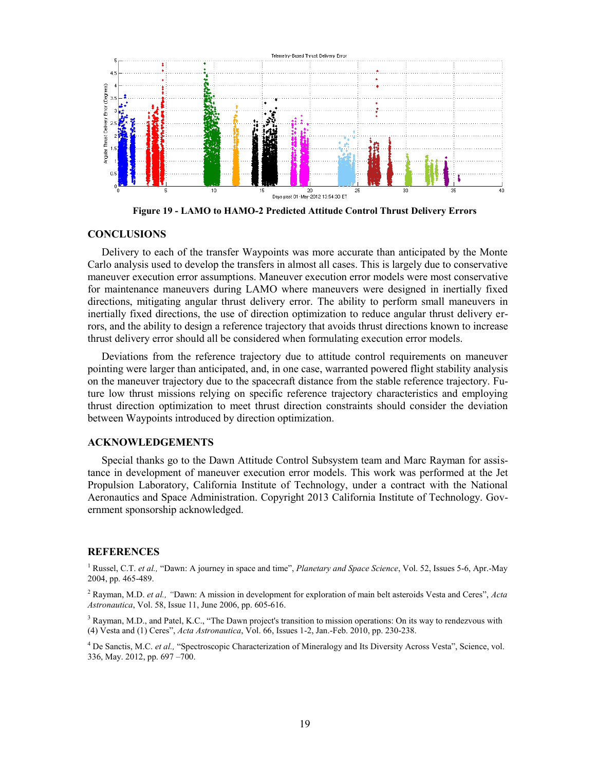**Figure 19 - LAMO to HAMO-2 Predicted Attitude Control Thrust Delivery Errors**

## CONCLUSIONS

Delivery to each of the transfer Waypoints was more accurate than anticipated by the Monte Carlo analysis used to develop the transfers in almost all cases. This is largely due to conservative maneuver execution error assumptions. Maneuver execution error models were most conservative for maintenance maneuvers during LAMO where maneuvers were designed in inertially fixed directions, mitigating angular thrust delivery error. The ability to perform small maneuvers in inertially fixed directions, the use of direction optimization to reduce angular thrust delivery errors, and the ability to design a reference trajectory that avoids thrust directions known to increase thrust delivery error should all be considered when formulating execution error models.

Deviations from the reference trajectory due to attitude control requirements on maneuver pointing were larger than anticipated, and, in one case, warranted powered flight stability analysis on the maneuver trajectory due to the spacecraft distance from the stable reference trajectory. Future low thrust missions relying on specific reference trajectory characteristics and employing thrust direction optimization to meet thrust direction constraints should consider the deviation between Waypoints introduced by direction optimization.

## ACKNOWLEDGEMENTS

Special thanks go to the Dawn Attitude Control Subsystem team and Marc Rayman for assistance in development of maneuver execution error models. This work was performed at the Jet Propulsion Laboratory, California Institute of Technology, under a contract with the National Aeronautics and Space Administration. Copyright 2013 California Institute of Technology. Government sponsorship acknowledged.

## REFERENCES

[1] Russel, C.T. *et al.,* "Dawn: A journey in space and time", *Planetary and Space Science*, Vol. 52, Issues 5-6, Apr.-May 2004, pp. 465-489.

[2] Rayman, M.D. *et al., "*Dawn: A mission in development for exploration of main belt asteroids Vesta and Ceres", *Acta Astronautica*, Vol. 58, Issue 11, June 2006, pp. 605-616.

[3] Rayman, M.D., and Patel, K.C., "The Dawn project's transition to mission operations: On its way to rendezvous with (4) Vesta and (1) Ceres", *Acta Astronautica*, Vol. 66, Issues 1-2, Jan.-Feb. 2010, pp. 230-238.

[4] De Sanctis, M.C. *et al.,* "Spectroscopic Characterization of Mineralogy and Its Diversity Across Vesta", Science, vol. 336, May. 2012, pp. 697 –700.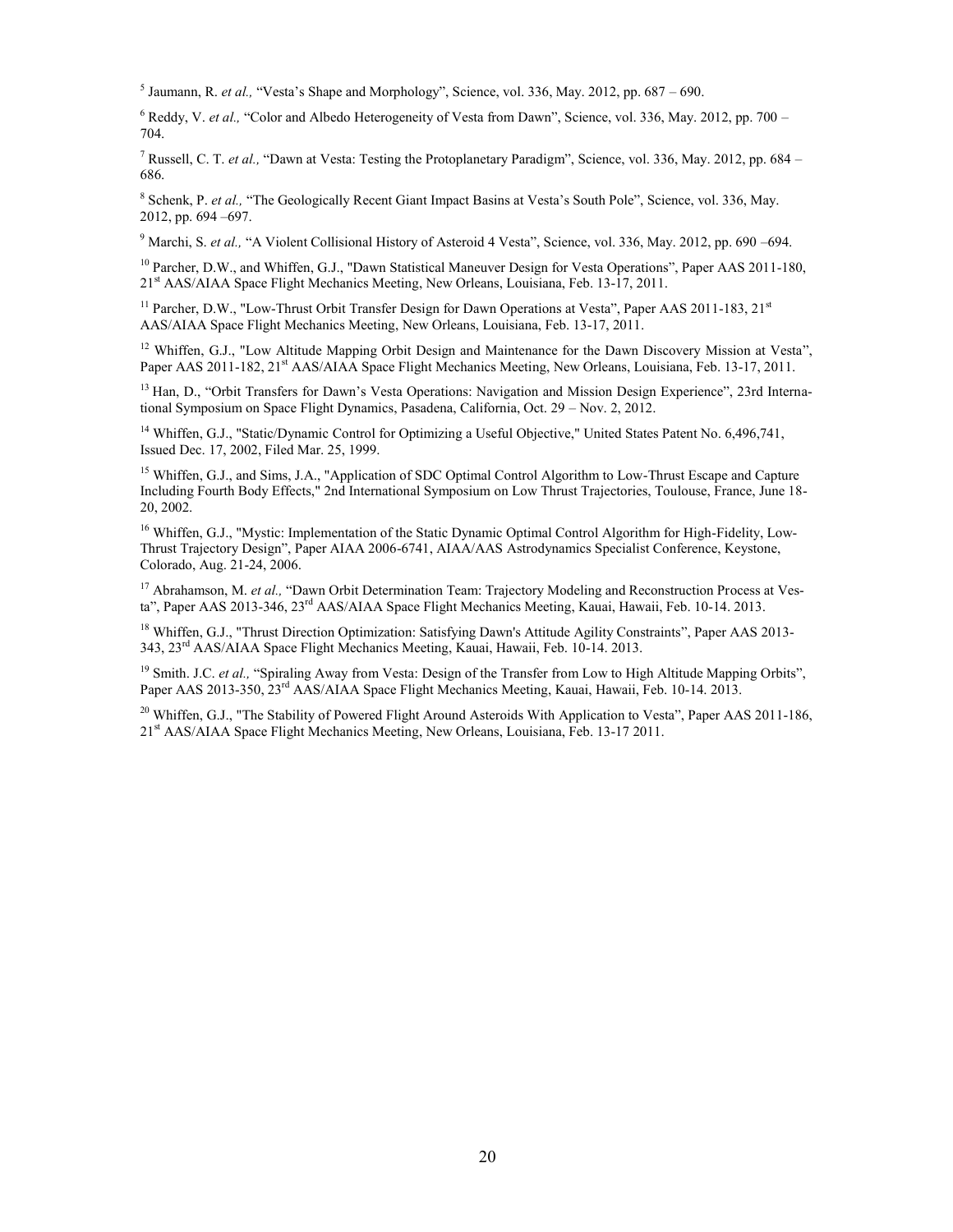[5] Jaumann, R. *et al.,* "Vesta's Shape and Morphology", Science, vol. 336, May. 2012, pp. 687 – 690.

[6] Reddy, V. *et al.,* "Color and Albedo Heterogeneity of Vesta from Dawn", Science, vol. 336, May. 2012, pp. 700 – 704.

[7] Russell, C. T. *et al.,* "Dawn at Vesta: Testing the Protoplanetary Paradigm", Science, vol. 336, May. 2012, pp. 684 – 686.

[8] Schenk, P. *et al.,* "The Geologically Recent Giant Impact Basins at Vesta's South Pole", Science, vol. 336, May. 2012, pp. 694 –697.

[9] Marchi, S. *et al.,* "A Violent Collisional History of Asteroid 4 Vesta", Science, vol. 336, May. 2012, pp. 690 –694.

[10] Parcher, D.W., and Whiffen, G.J., "Dawn Statistical Maneuver Design for Vesta Operations", Paper AAS 2011-180, 21st AAS/AIAA Space Flight Mechanics Meeting, New Orleans, Louisiana, Feb. 13-17, 2011.

[11] Parcher, D.W., "Low-Thrust Orbit Transfer Design for Dawn Operations at Vesta", Paper AAS 2011-183, 21st AAS/AIAA Space Flight Mechanics Meeting, New Orleans, Louisiana, Feb. 13-17, 2011.

[12] Whiffen, G.J., "Low Altitude Mapping Orbit Design and Maintenance for the Dawn Discovery Mission at Vesta", Paper AAS 2011-182, 21st AAS/AIAA Space Flight Mechanics Meeting, New Orleans, Louisiana, Feb. 13-17, 2011.

[13] Han, D., "Orbit Transfers for Dawn's Vesta Operations: Navigation and Mission Design Experience", 23rd International Symposium on Space Flight Dynamics, Pasadena, California, Oct. 29 – Nov. 2, 2012.

[14] Whiffen, G.J., "Static/Dynamic Control for Optimizing a Useful Objective," United States Patent No. 6,496,741, Issued Dec. 17, 2002, Filed Mar. 25, 1999.

[15] Whiffen, G.J., and Sims, J.A., "Application of SDC Optimal Control Algorithm to Low-Thrust Escape and Capture Including Fourth Body Effects," 2nd International Symposium on Low Thrust Trajectories, Toulouse, France, June 18-20, 2002.

[16] Whiffen, G.J., "Mystic: Implementation of the Static Dynamic Optimal Control Algorithm for High-Fidelity, Low-Thrust Trajectory Design", Paper AIAA 2006-6741, AIAA/AAS Astrodynamics Specialist Conference, Keystone, Colorado, Aug. 21-24, 2006.

[17] Abrahamson, M. *et al.,* "Dawn Orbit Determination Team: Trajectory Modeling and Reconstruction Process at Vesta", Paper AAS 2013-346, 23rd AAS/AIAA Space Flight Mechanics Meeting, Kauai, Hawaii, Feb. 10-14. 2013.

[18] Whiffen, G.J., "Thrust Direction Optimization: Satisfying Dawn's Attitude Agility Constraints", Paper AAS 2013-343, 23rd AAS/AIAA Space Flight Mechanics Meeting, Kauai, Hawaii, Feb. 10-14. 2013.

[19] Smith. J.C. *et al.,* "Spiraling Away from Vesta: Design of the Transfer from Low to High Altitude Mapping Orbits", Paper AAS 2013-350, 23rd AAS/AIAA Space Flight Mechanics Meeting, Kauai, Hawaii, Feb. 10-14. 2013.

[20] Whiffen, G.J., "The Stability of Powered Flight Around Asteroids With Application to Vesta", Paper AAS 2011-186, 21st AAS/AIAA Space Flight Mechanics Meeting, New Orleans, Louisiana, Feb. 13-17 2011.